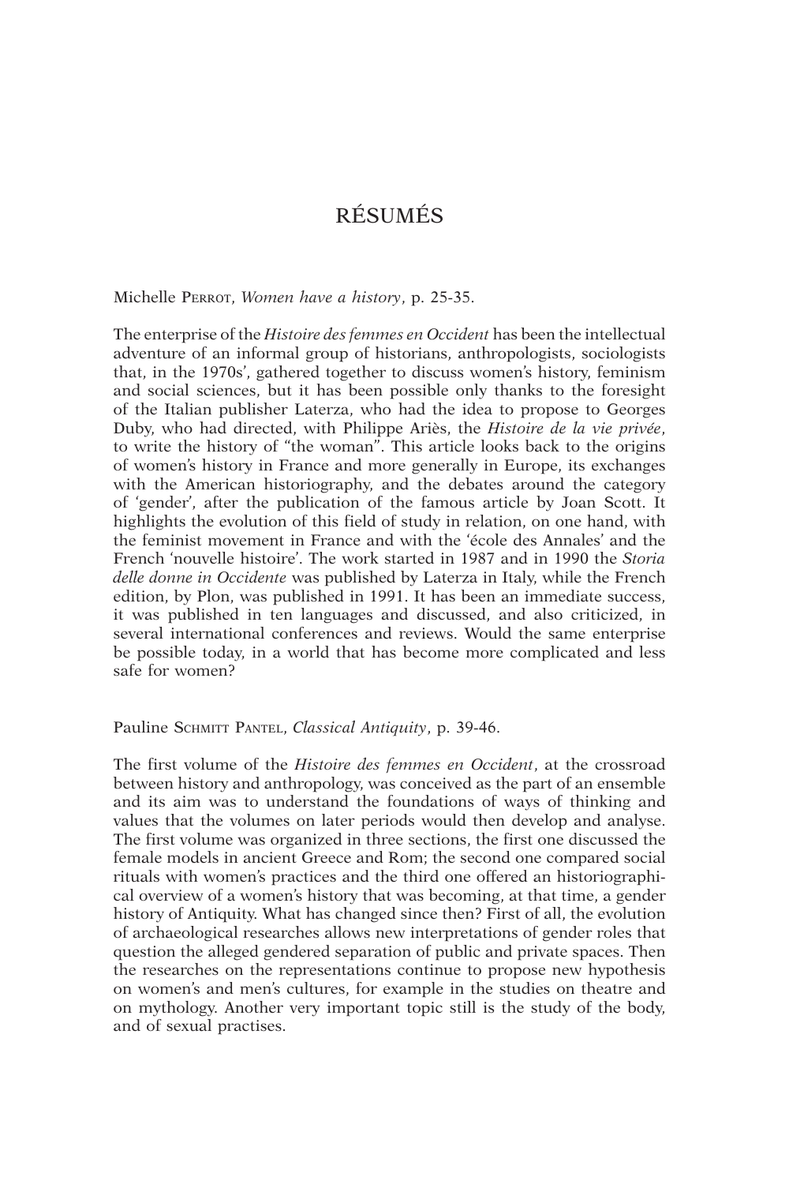# RÉSUMÉS

Michelle Perrot, *Women have a history*, p. 25-35.

The enterprise of the *Histoire des femmes en Occident* has been the intellectual adventure of an informal group of historians, anthropologists, sociologists that, in the 1970s', gathered together to discuss women's history, feminism and social sciences, but it has been possible only thanks to the foresight of the Italian publisher Laterza, who had the idea to propose to Georges Duby, who had directed, with Philippe Ariès, the *Histoire de la vie privée*, to write the history of "the woman". This article looks back to the origins of women's history in France and more generally in Europe, its exchanges with the American historiography, and the debates around the category of 'gender', after the publication of the famous article by Joan Scott. It highlights the evolution of this field of study in relation, on one hand, with the feminist movement in France and with the 'école des Annales' and the French 'nouvelle histoire'. The work started in 1987 and in 1990 the *Storia delle donne in Occidente* was published by Laterza in Italy, while the French edition, by Plon, was published in 1991. It has been an immediate success, it was published in ten languages and discussed, and also criticized, in several international conferences and reviews. Would the same enterprise be possible today, in a world that has become more complicated and less safe for women?

Pauline Schmitt Pantel, *Classical Antiquity*, p. 39-46.

The first volume of the *Histoire des femmes en Occident*, at the crossroad between history and anthropology, was conceived as the part of an ensemble and its aim was to understand the foundations of ways of thinking and values that the volumes on later periods would then develop and analyse. The first volume was organized in three sections, the first one discussed the female models in ancient Greece and Rom; the second one compared social rituals with women's practices and the third one offered an historiographical overview of a women's history that was becoming, at that time, a gender history of Antiquity. What has changed since then? First of all, the evolution of archaeological researches allows new interpretations of gender roles that question the alleged gendered separation of public and private spaces. Then the researches on the representations continue to propose new hypothesis on women's and men's cultures, for example in the studies on theatre and on mythology. Another very important topic still is the study of the body, and of sexual practises.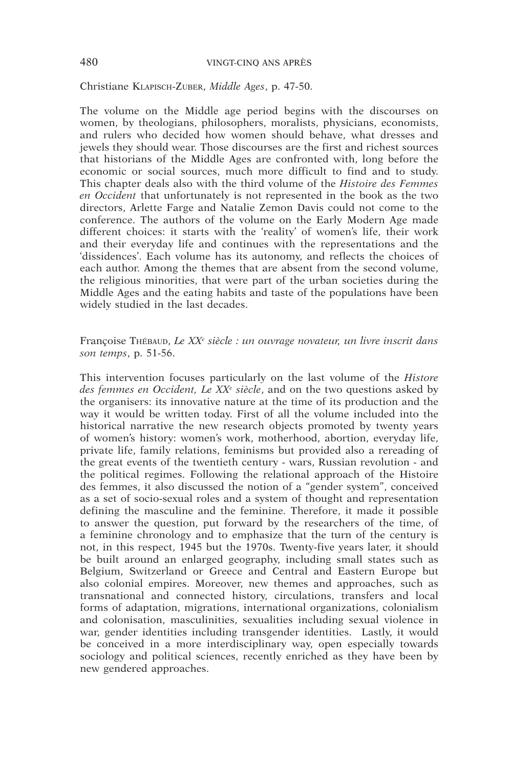Christiane KLAPISCH-ZUBER, *Middle Ages*, p. 47-50.

The volume on the Middle age period begins with the discourses on women, by theologians, philosophers, moralists, physicians, economists, and rulers who decided how women should behave, what dresses and jewels they should wear. Those discourses are the first and richest sources that historians of the Middle Ages are confronted with, long before the economic or social sources, much more difficult to find and to study. This chapter deals also with the third volume of the *Histoire des Femmes en Occident* that unfortunately is not represented in the book as the two directors, Arlette Farge and Natalie Zemon Davis could not come to the conference. The authors of the volume on the Early Modern Age made different choices: it starts with the 'reality' of women's life, their work and their everyday life and continues with the representations and the 'dissidences'. Each volume has its autonomy, and reflects the choices of each author. Among the themes that are absent from the second volume, the religious minorities, that were part of the urban societies during the Middle Ages and the eating habits and taste of the populations have been widely studied in the last decades.

Françoise THÉBAUD, *Le XX<sup>e</sup> siècle : un ouvrage novateur, un livre inscrit dans son temps*, p. 51-56.

This intervention focuses particularly on the last volume of the *Histore des femmes en Occident, Le XXe siècle*, and on the two questions asked by the organisers: its innovative nature at the time of its production and the way it would be written today. First of all the volume included into the historical narrative the new research objects promoted by twenty years of women's history: women's work, motherhood, abortion, everyday life, private life, family relations, feminisms but provided also a rereading of the great events of the twentieth century - wars, Russian revolution - and the political regimes. Following the relational approach of the Histoire des femmes, it also discussed the notion of a "gender system", conceived as a set of socio-sexual roles and a system of thought and representation defining the masculine and the feminine. Therefore, it made it possible to answer the question, put forward by the researchers of the time, of a feminine chronology and to emphasize that the turn of the century is not, in this respect, 1945 but the 1970s. Twenty-five years later, it should be built around an enlarged geography, including small states such as Belgium, Switzerland or Greece and Central and Eastern Europe but also colonial empires. Moreover, new themes and approaches, such as transnational and connected history, circulations, transfers and local forms of adaptation, migrations, international organizations, colonialism and colonisation, masculinities, sexualities including sexual violence in war, gender identities including transgender identities. Lastly, it would be conceived in a more interdisciplinary way, open especially towards sociology and political sciences, recently enriched as they have been by new gendered approaches.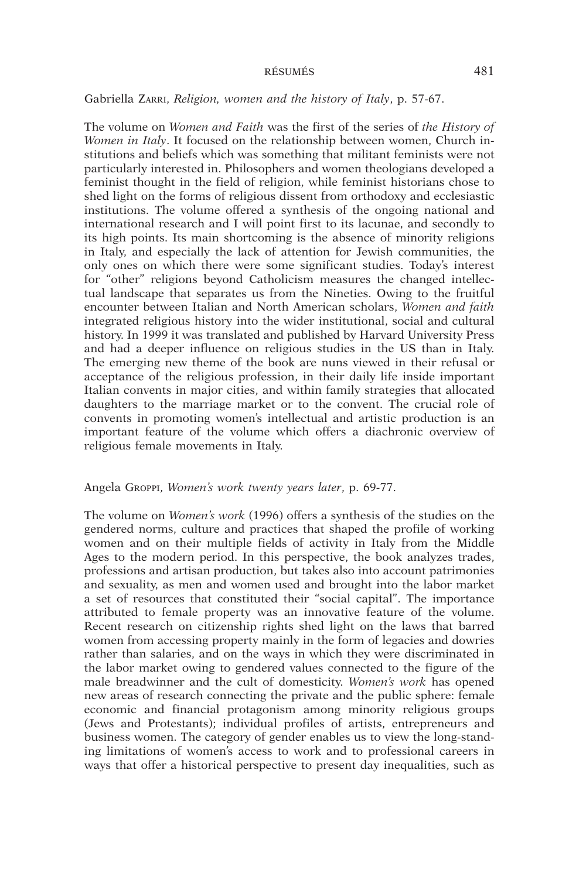Gabriella Zarri, *Religion, women and the history of Italy*, p. 57-67.

The volume on *Women and Faith* was the first of the series of *the History of Women in Italy*. It focused on the relationship between women, Church institutions and beliefs which was something that militant feminists were not particularly interested in. Philosophers and women theologians developed a feminist thought in the field of religion, while feminist historians chose to shed light on the forms of religious dissent from orthodoxy and ecclesiastic institutions. The volume offered a synthesis of the ongoing national and international research and I will point first to its lacunae, and secondly to its high points. Its main shortcoming is the absence of minority religions in Italy, and especially the lack of attention for Jewish communities, the only ones on which there were some significant studies. Today's interest for "other" religions beyond Catholicism measures the changed intellectual landscape that separates us from the Nineties. Owing to the fruitful encounter between Italian and North American scholars, *Women and faith* integrated religious history into the wider institutional, social and cultural history. In 1999 it was translated and published by Harvard University Press and had a deeper influence on religious studies in the US than in Italy. The emerging new theme of the book are nuns viewed in their refusal or acceptance of the religious profession, in their daily life inside important Italian convents in major cities, and within family strategies that allocated daughters to the marriage market or to the convent. The crucial role of convents in promoting women's intellectual and artistic production is an important feature of the volume which offers a diachronic overview of religious female movements in Italy.

Angela Groppi, *Women's work twenty years later*, p. 69-77.

The volume on *Women's work* (1996) offers a synthesis of the studies on the gendered norms, culture and practices that shaped the profile of working women and on their multiple fields of activity in Italy from the Middle Ages to the modern period. In this perspective, the book analyzes trades, professions and artisan production, but takes also into account patrimonies and sexuality, as men and women used and brought into the labor market a set of resources that constituted their "social capital". The importance attributed to female property was an innovative feature of the volume. Recent research on citizenship rights shed light on the laws that barred women from accessing property mainly in the form of legacies and dowries rather than salaries, and on the ways in which they were discriminated in the labor market owing to gendered values connected to the figure of the male breadwinner and the cult of domesticity. *Women's work* has opened new areas of research connecting the private and the public sphere: female economic and financial protagonism among minority religious groups (Jews and Protestants); individual profiles of artists, entrepreneurs and business women. The category of gender enables us to view the long-standing limitations of women's access to work and to professional careers in ways that offer a historical perspective to present day inequalities, such as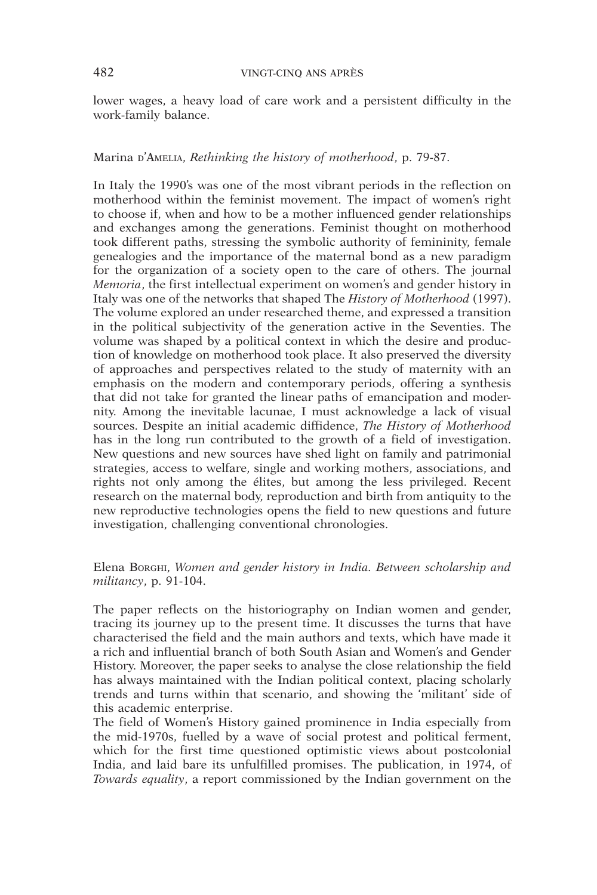lower wages, a heavy load of care work and a persistent difficulty in the work-family balance.

Marina d'Amelia, *Rethinking the history of motherhood*, p. 79-87.

In Italy the 1990's was one of the most vibrant periods in the reflection on motherhood within the feminist movement. The impact of women's right to choose if, when and how to be a mother influenced gender relationships and exchanges among the generations. Feminist thought on motherhood took different paths, stressing the symbolic authority of femininity, female genealogies and the importance of the maternal bond as a new paradigm for the organization of a society open to the care of others. The journal *Memoria*, the first intellectual experiment on women's and gender history in Italy was one of the networks that shaped The *History of Motherhood* (1997). The volume explored an under researched theme, and expressed a transition in the political subjectivity of the generation active in the Seventies. The volume was shaped by a political context in which the desire and production of knowledge on motherhood took place. It also preserved the diversity of approaches and perspectives related to the study of maternity with an emphasis on the modern and contemporary periods, offering a synthesis that did not take for granted the linear paths of emancipation and modernity. Among the inevitable lacunae, I must acknowledge a lack of visual sources. Despite an initial academic diffidence, *The History of Motherhood* has in the long run contributed to the growth of a field of investigation. New questions and new sources have shed light on family and patrimonial strategies, access to welfare, single and working mothers, associations, and rights not only among the élites, but among the less privileged. Recent research on the maternal body, reproduction and birth from antiquity to the new reproductive technologies opens the field to new questions and future investigation, challenging conventional chronologies.

Elena Borghi, *Women and gender history in India. Between scholarship and militancy*, p. 91-104.

The paper reflects on the historiography on Indian women and gender, tracing its journey up to the present time. It discusses the turns that have characterised the field and the main authors and texts, which have made it a rich and influential branch of both South Asian and Women's and Gender History. Moreover, the paper seeks to analyse the close relationship the field has always maintained with the Indian political context, placing scholarly trends and turns within that scenario, and showing the 'militant' side of this academic enterprise.

The field of Women's History gained prominence in India especially from the mid-1970s, fuelled by a wave of social protest and political ferment, which for the first time questioned optimistic views about postcolonial India, and laid bare its unfulfilled promises. The publication, in 1974, of *Towards equality*, a report commissioned by the Indian government on the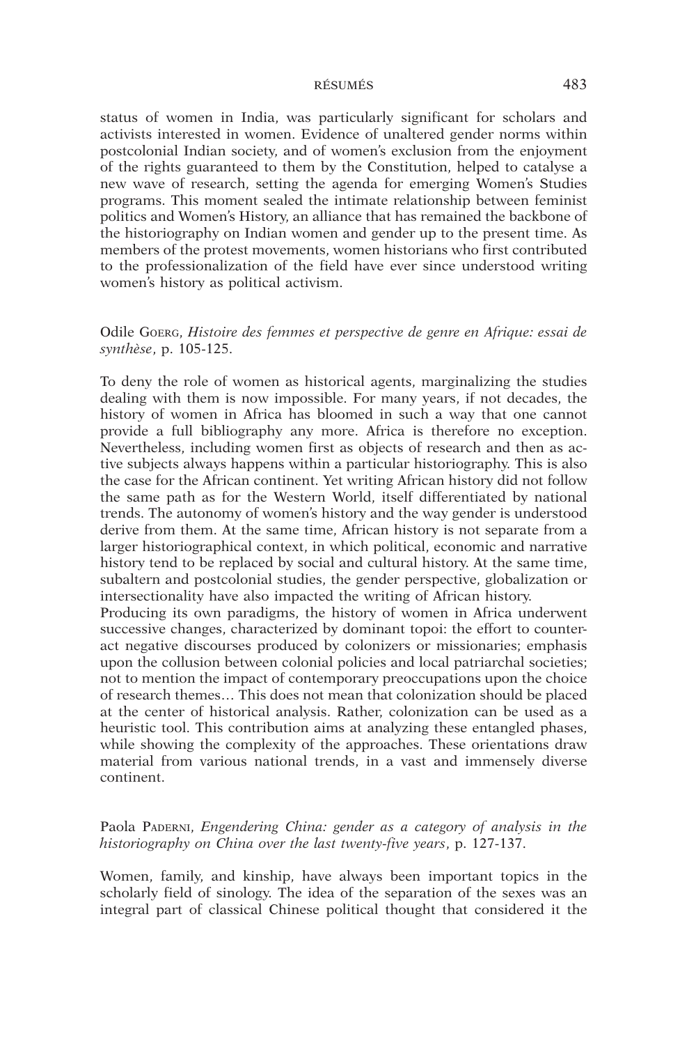status of women in India, was particularly significant for scholars and activists interested in women. Evidence of unaltered gender norms within postcolonial Indian society, and of women's exclusion from the enjoyment of the rights guaranteed to them by the Constitution, helped to catalyse a new wave of research, setting the agenda for emerging Women's Studies programs. This moment sealed the intimate relationship between feminist politics and Women's History, an alliance that has remained the backbone of the historiography on Indian women and gender up to the present time. As members of the protest movements, women historians who first contributed to the professionalization of the field have ever since understood writing women's history as political activism.

Odile Goerg, *Histoire des femmes et perspective de genre en Afrique: essai de synthèse*, p. 105-125.

To deny the role of women as historical agents, marginalizing the studies dealing with them is now impossible. For many years, if not decades, the history of women in Africa has bloomed in such a way that one cannot provide a full bibliography any more. Africa is therefore no exception. Nevertheless, including women first as objects of research and then as active subjects always happens within a particular historiography. This is also the case for the African continent. Yet writing African history did not follow the same path as for the Western World, itself differentiated by national trends. The autonomy of women's history and the way gender is understood derive from them. At the same time, African history is not separate from a larger historiographical context, in which political, economic and narrative history tend to be replaced by social and cultural history. At the same time, subaltern and postcolonial studies, the gender perspective, globalization or intersectionality have also impacted the writing of African history.

Producing its own paradigms, the history of women in Africa underwent successive changes, characterized by dominant topoi: the effort to counteract negative discourses produced by colonizers or missionaries; emphasis upon the collusion between colonial policies and local patriarchal societies; not to mention the impact of contemporary preoccupations upon the choice of research themes… This does not mean that colonization should be placed at the center of historical analysis. Rather, colonization can be used as a heuristic tool. This contribution aims at analyzing these entangled phases, while showing the complexity of the approaches. These orientations draw material from various national trends, in a vast and immensely diverse continent.

Paola Paderni, *Engendering China: gender as a category of analysis in the historiography on China over the last twenty-five years*, p. 127-137.

Women, family, and kinship, have always been important topics in the scholarly field of sinology. The idea of the separation of the sexes was an integral part of classical Chinese political thought that considered it the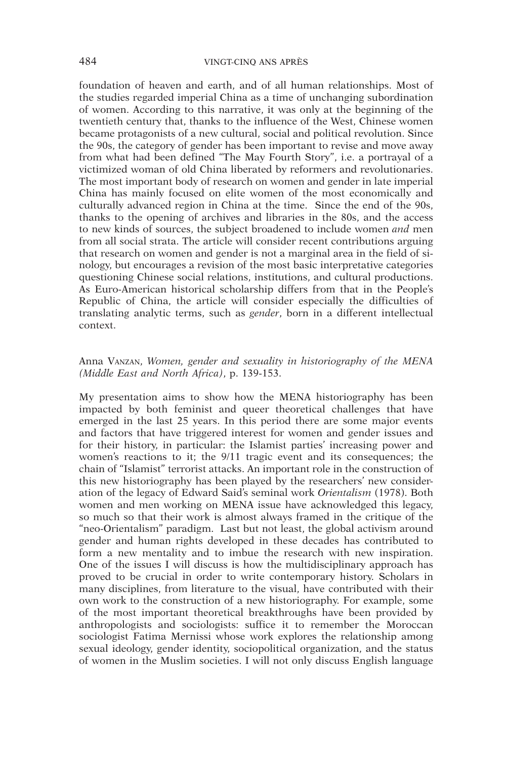foundation of heaven and earth, and of all human relationships. Most of the studies regarded imperial China as a time of unchanging subordination of women. According to this narrative, it was only at the beginning of the twentieth century that, thanks to the influence of the West, Chinese women became protagonists of a new cultural, social and political revolution. Since the 90s, the category of gender has been important to revise and move away from what had been defined "The May Fourth Story", i.e. a portrayal of a victimized woman of old China liberated by reformers and revolutionaries. The most important body of research on women and gender in late imperial China has mainly focused on elite women of the most economically and culturally advanced region in China at the time. Since the end of the 90s, thanks to the opening of archives and libraries in the 80s, and the access to new kinds of sources, the subject broadened to include women *and* men from all social strata. The article will consider recent contributions arguing that research on women and gender is not a marginal area in the field of sinology, but encourages a revision of the most basic interpretative categories questioning Chinese social relations, institutions, and cultural productions. As Euro-American historical scholarship differs from that in the People's Republic of China, the article will consider especially the difficulties of translating analytic terms, such as *gender*, born in a different intellectual context.

Anna Vanzan, *Women, gender and sexuality in historiography of the MENA (Middle East and North Africa)*, p. 139-153.

My presentation aims to show how the MENA historiography has been impacted by both feminist and queer theoretical challenges that have emerged in the last 25 years. In this period there are some major events and factors that have triggered interest for women and gender issues and for their history, in particular: the Islamist parties' increasing power and women's reactions to it; the 9/11 tragic event and its consequences; the chain of "Islamist" terrorist attacks. An important role in the construction of this new historiography has been played by the researchers' new consideration of the legacy of Edward Said's seminal work *Orientalism* (1978). Both women and men working on MENA issue have acknowledged this legacy, so much so that their work is almost always framed in the critique of the "neo-Orientalism" paradigm. Last but not least, the global activism around gender and human rights developed in these decades has contributed to form a new mentality and to imbue the research with new inspiration. One of the issues I will discuss is how the multidisciplinary approach has proved to be crucial in order to write contemporary history. Scholars in many disciplines, from literature to the visual, have contributed with their own work to the construction of a new historiography. For example, some of the most important theoretical breakthroughs have been provided by anthropologists and sociologists: suffice it to remember the Moroccan sociologist Fatima Mernissi whose work explores the relationship among sexual ideology, gender identity, sociopolitical organization, and the status of women in the Muslim societies. I will not only discuss English language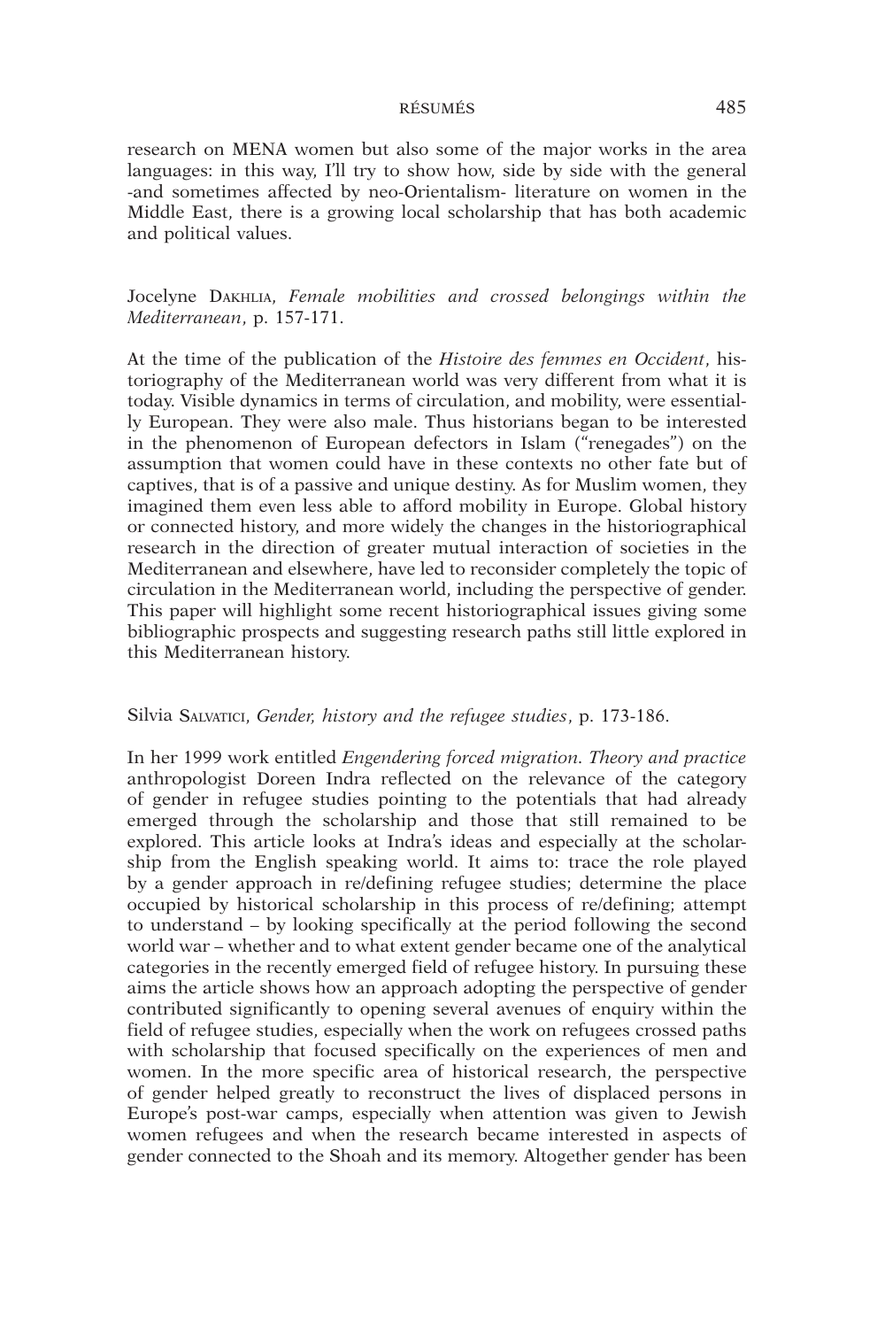research on MENA women but also some of the major works in the area languages: in this way, I'll try to show how, side by side with the general -and sometimes affected by neo-Orientalism- literature on women in the Middle East, there is a growing local scholarship that has both academic and political values.

Jocelyne DAKHLIA, *Female mobilities and crossed belongings within the Mediterranean*, p. 157-171.

At the time of the publication of the *Histoire des femmes en Occident*, historiography of the Mediterranean world was very different from what it is today. Visible dynamics in terms of circulation, and mobility, were essentially European. They were also male. Thus historians began to be interested in the phenomenon of European defectors in Islam ("renegades") on the assumption that women could have in these contexts no other fate but of captives, that is of a passive and unique destiny. As for Muslim women, they imagined them even less able to afford mobility in Europe. Global history or connected history, and more widely the changes in the historiographical research in the direction of greater mutual interaction of societies in the Mediterranean and elsewhere, have led to reconsider completely the topic of circulation in the Mediterranean world, including the perspective of gender. This paper will highlight some recent historiographical issues giving some bibliographic prospects and suggesting research paths still little explored in this Mediterranean history.

Silvia SALVATICI, *Gender, history and the refugee studies*, p. 173-186.

In her 1999 work entitled *Engendering forced migration. Theory and practice* anthropologist Doreen Indra reflected on the relevance of the category of gender in refugee studies pointing to the potentials that had already emerged through the scholarship and those that still remained to be explored. This article looks at Indra's ideas and especially at the scholarship from the English speaking world. It aims to: trace the role played by a gender approach in re/defining refugee studies; determine the place occupied by historical scholarship in this process of re/defining; attempt to understand – by looking specifically at the period following the second world war – whether and to what extent gender became one of the analytical categories in the recently emerged field of refugee history. In pursuing these aims the article shows how an approach adopting the perspective of gender contributed significantly to opening several avenues of enquiry within the field of refugee studies, especially when the work on refugees crossed paths with scholarship that focused specifically on the experiences of men and women. In the more specific area of historical research, the perspective of gender helped greatly to reconstruct the lives of displaced persons in Europe's post-war camps, especially when attention was given to Jewish women refugees and when the research became interested in aspects of gender connected to the Shoah and its memory. Altogether gender has been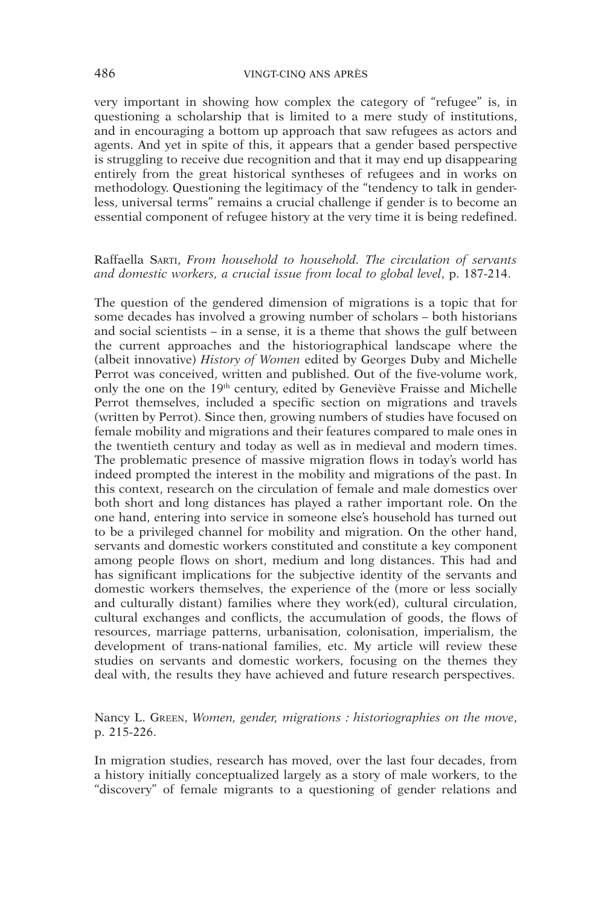very important in showing how complex the category of "refugee" is, in questioning a scholarship that is limited to a mere study of institutions, and in encouraging a bottom up approach that saw refugees as actors and agents. And yet in spite of this, it appears that a gender based perspective is struggling to receive due recognition and that it may end up disappearing entirely from the great historical syntheses of refugees and in works on methodology. Questioning the legitimacy of the "tendency to talk in genderless, universal terms" remains a crucial challenge if gender is to become an essential component of refugee history at the very time it is being redefined.

Raffaella Sarti, *From household to household. The circulation of servants and domestic workers, a crucial issue from local to global level*, p. 187-214.

The question of the gendered dimension of migrations is a topic that for some decades has involved a growing number of scholars – both historians and social scientists – in a sense, it is a theme that shows the gulf between the current approaches and the historiographical landscape where the (albeit innovative) *History of Women* edited by Georges Duby and Michelle Perrot was conceived, written and published. Out of the five-volume work, only the one on the 19th century, edited by Geneviève Fraisse and Michelle Perrot themselves, included a specific section on migrations and travels (written by Perrot). Since then, growing numbers of studies have focused on female mobility and migrations and their features compared to male ones in the twentieth century and today as well as in medieval and modern times. The problematic presence of massive migration flows in today's world has indeed prompted the interest in the mobility and migrations of the past. In this context, research on the circulation of female and male domestics over both short and long distances has played a rather important role. On the one hand, entering into service in someone else's household has turned out to be a privileged channel for mobility and migration. On the other hand, servants and domestic workers constituted and constitute a key component among people flows on short, medium and long distances. This had and has significant implications for the subjective identity of the servants and domestic workers themselves, the experience of the (more or less socially and culturally distant) families where they work(ed), cultural circulation, cultural exchanges and conflicts, the accumulation of goods, the flows of resources, marriage patterns, urbanisation, colonisation, imperialism, the development of trans-national families, etc. My article will review these studies on servants and domestic workers, focusing on the themes they deal with, the results they have achieved and future research perspectives.

Nancy L. Green, *Women, gender, migrations : historiographies on the move*, p. 215-226.

In migration studies, research has moved, over the last four decades, from a history initially conceptualized largely as a story of male workers, to the "discovery" of female migrants to a questioning of gender relations and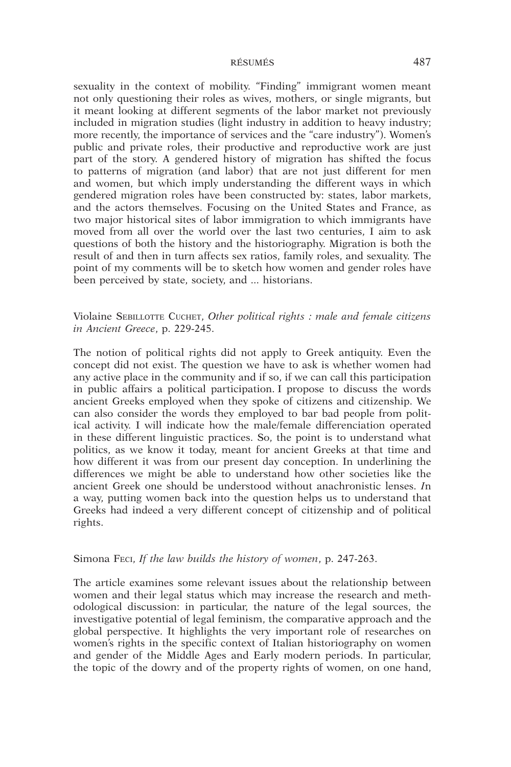sexuality in the context of mobility. "Finding" immigrant women meant not only questioning their roles as wives, mothers, or single migrants, but it meant looking at different segments of the labor market not previously included in migration studies (light industry in addition to heavy industry; more recently, the importance of services and the "care industry"). Women's public and private roles, their productive and reproductive work are just part of the story. A gendered history of migration has shifted the focus to patterns of migration (and labor) that are not just different for men and women, but which imply understanding the different ways in which gendered migration roles have been constructed by: states, labor markets, and the actors themselves. Focusing on the United States and France, as two major historical sites of labor immigration to which immigrants have moved from all over the world over the last two centuries, I aim to ask questions of both the history and the historiography. Migration is both the result of and then in turn affects sex ratios, family roles, and sexuality. The point of my comments will be to sketch how women and gender roles have been perceived by state, society, and ... historians.

Violaine Sebillotte Cuchet, *Other political rights : male and female citizens in Ancient Greece*, p. 229-245.

The notion of political rights did not apply to Greek antiquity. Even the concept did not exist. The question we have to ask is whether women had any active place in the community and if so, if we can call this participation in public affairs a political participation. I propose to discuss the words ancient Greeks employed when they spoke of citizens and citizenship. We can also consider the words they employed to bar bad people from political activity. I will indicate how the male/female differenciation operated in these different linguistic practices. So, the point is to understand what politics, as we know it today, meant for ancient Greeks at that time and how different it was from our present day conception. In underlining the differences we might be able to understand how other societies like the ancient Greek one should be understood without anachronistic lenses. *I*n a way, putting women back into the question helps us to understand that Greeks had indeed a very different concept of citizenship and of political rights.

Simona Feci, *If the law builds the history of women*, p. 247-263.

The article examines some relevant issues about the relationship between women and their legal status which may increase the research and methodological discussion: in particular, the nature of the legal sources, the investigative potential of legal feminism, the comparative approach and the global perspective. It highlights the very important role of researches on women's rights in the specific context of Italian historiography on women and gender of the Middle Ages and Early modern periods. In particular, the topic of the dowry and of the property rights of women, on one hand,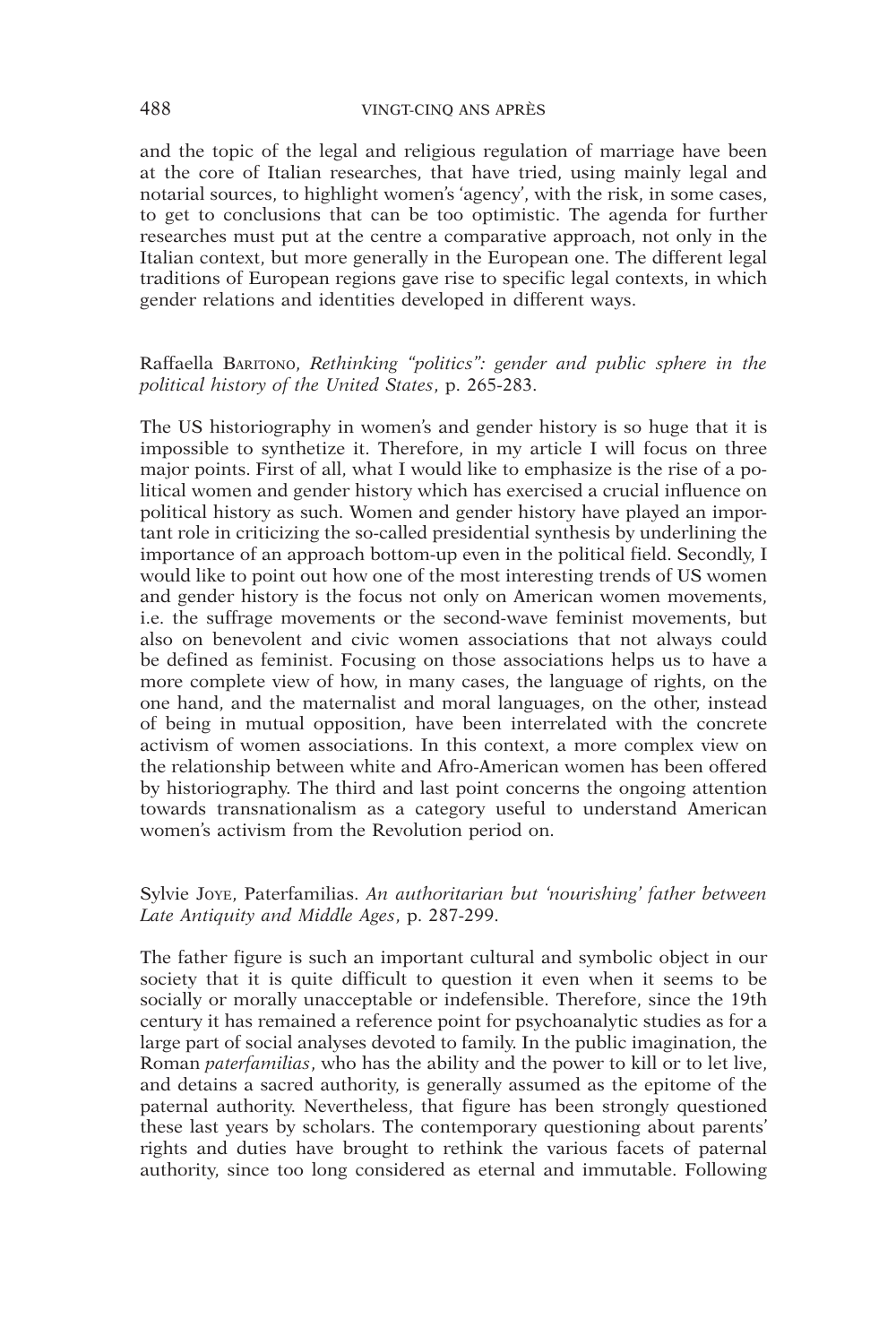and the topic of the legal and religious regulation of marriage have been at the core of Italian researches, that have tried, using mainly legal and notarial sources, to highlight women's 'agency', with the risk, in some cases, to get to conclusions that can be too optimistic. The agenda for further researches must put at the centre a comparative approach, not only in the Italian context, but more generally in the European one. The different legal traditions of European regions gave rise to specific legal contexts, in which gender relations and identities developed in different ways.

Raffaella Baritono, *Rethinking "politics": gender and public sphere in the political history of the United States*, p. 265-283.

The US historiography in women's and gender history is so huge that it is impossible to synthetize it. Therefore, in my article I will focus on three major points. First of all, what I would like to emphasize is the rise of a political women and gender history which has exercised a crucial influence on political history as such. Women and gender history have played an important role in criticizing the so-called presidential synthesis by underlining the importance of an approach bottom-up even in the political field. Secondly, I would like to point out how one of the most interesting trends of US women and gender history is the focus not only on American women movements, i.e. the suffrage movements or the second-wave feminist movements, but also on benevolent and civic women associations that not always could be defined as feminist. Focusing on those associations helps us to have a more complete view of how, in many cases, the language of rights, on the one hand, and the maternalist and moral languages, on the other, instead of being in mutual opposition, have been interrelated with the concrete activism of women associations. In this context, a more complex view on the relationship between white and Afro-American women has been offered by historiography. The third and last point concerns the ongoing attention towards transnationalism as a category useful to understand American women's activism from the Revolution period on.

Sylvie Joye, Paterfamilias. *An authoritarian but 'nourishing' father between Late Antiquity and Middle Ages*, p. 287-299.

The father figure is such an important cultural and symbolic object in our society that it is quite difficult to question it even when it seems to be socially or morally unacceptable or indefensible. Therefore, since the 19th century it has remained a reference point for psychoanalytic studies as for a large part of social analyses devoted to family. In the public imagination, the Roman *paterfamilias*, who has the ability and the power to kill or to let live, and detains a sacred authority, is generally assumed as the epitome of the paternal authority. Nevertheless, that figure has been strongly questioned these last years by scholars. The contemporary questioning about parents' rights and duties have brought to rethink the various facets of paternal authority, since too long considered as eternal and immutable. Following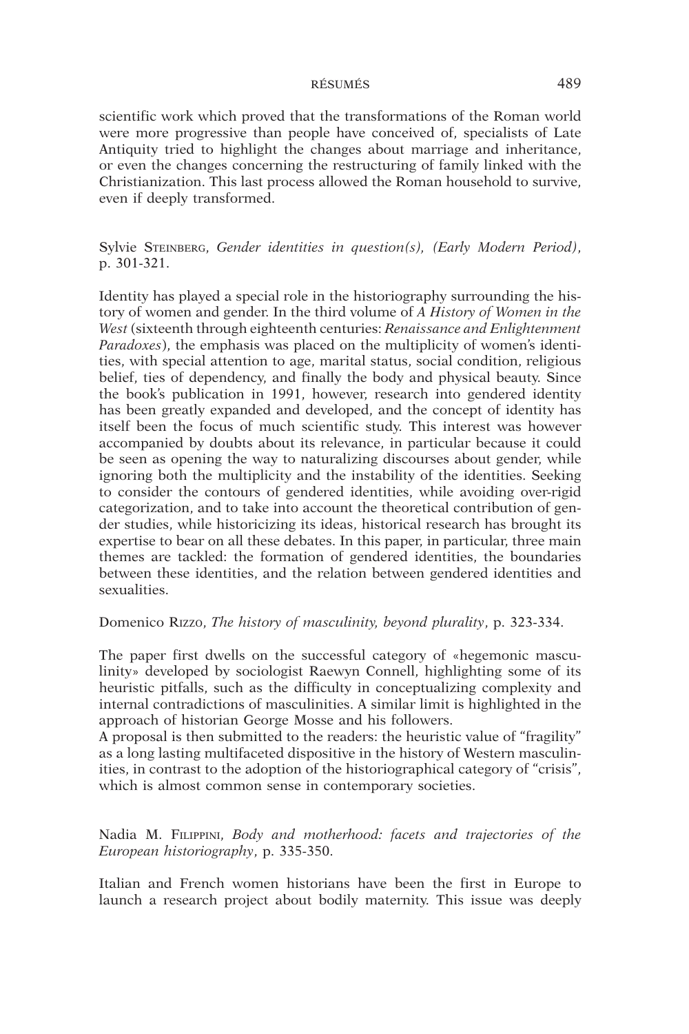scientific work which proved that the transformations of the Roman world were more progressive than people have conceived of, specialists of Late Antiquity tried to highlight the changes about marriage and inheritance, or even the changes concerning the restructuring of family linked with the Christianization. This last process allowed the Roman household to survive, even if deeply transformed.

Sylvie Steinberg, *Gender identities in question(s), (Early Modern Period)*, p. 301-321.

Identity has played a special role in the historiography surrounding the history of women and gender. In the third volume of *A History of Women in the West* (sixteenth through eighteenth centuries: *Renaissance and Enlightenment Paradoxes*), the emphasis was placed on the multiplicity of women's identities, with special attention to age, marital status, social condition, religious belief, ties of dependency, and finally the body and physical beauty. Since the book's publication in 1991, however, research into gendered identity has been greatly expanded and developed, and the concept of identity has itself been the focus of much scientific study. This interest was however accompanied by doubts about its relevance, in particular because it could be seen as opening the way to naturalizing discourses about gender, while ignoring both the multiplicity and the instability of the identities. Seeking to consider the contours of gendered identities, while avoiding over-rigid categorization, and to take into account the theoretical contribution of gender studies, while historicizing its ideas, historical research has brought its expertise to bear on all these debates. In this paper, in particular, three main themes are tackled: the formation of gendered identities, the boundaries between these identities, and the relation between gendered identities and sexualities.

Domenico Rizzo, *The history of masculinity, beyond plurality*, p. 323-334.

The paper first dwells on the successful category of «hegemonic masculinity» developed by sociologist Raewyn Connell, highlighting some of its heuristic pitfalls, such as the difficulty in conceptualizing complexity and internal contradictions of masculinities. A similar limit is highlighted in the approach of historian George Mosse and his followers.
A proposal is then submitted to the readers: the heuristic value of "fragility" as a long lasting multifaceted dispositive in the history of Western masculinities, in contrast to the adoption of the historiographical category of "crisis", which is almost common sense in contemporary societies.

Nadia M. Filippini, *Body and motherhood: facets and trajectories of the European historiography*, p. 335-350.

Italian and French women historians have been the first in Europe to launch a research project about bodily maternity. This issue was deeply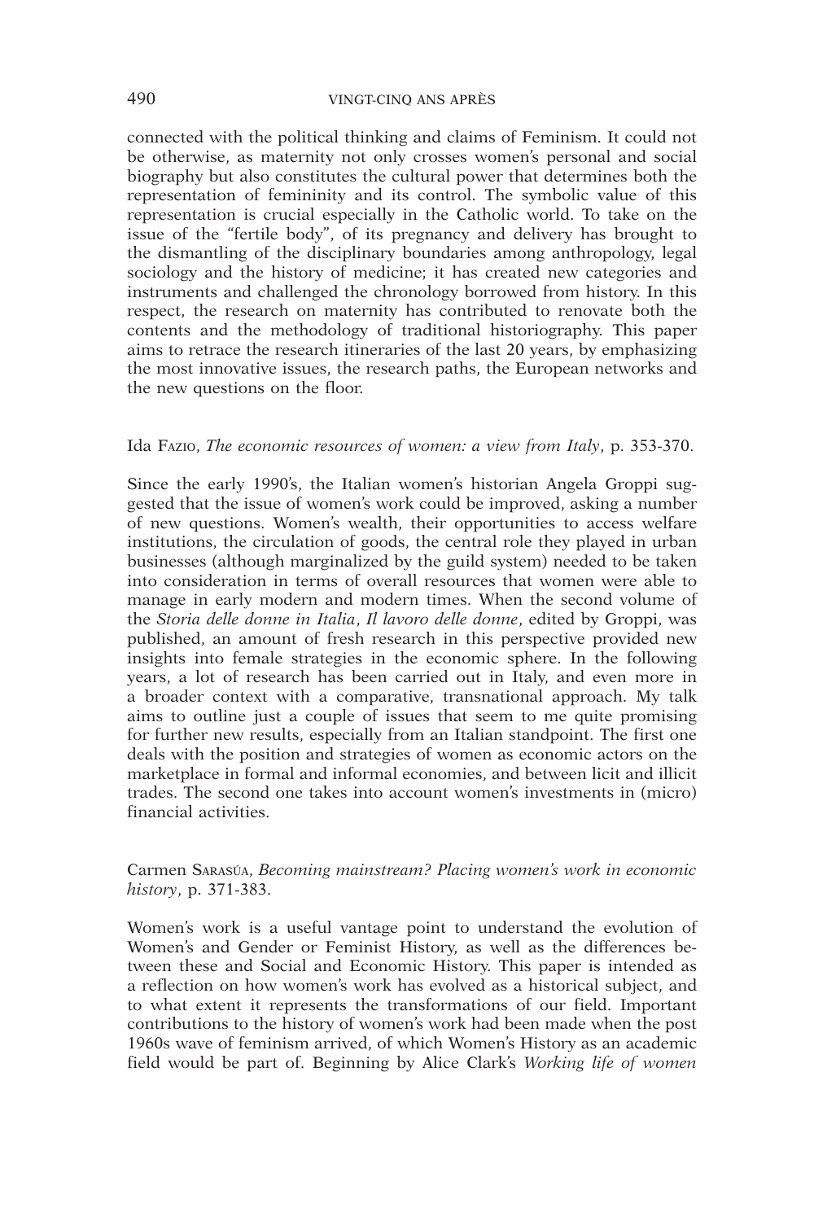connected with the political thinking and claims of Feminism. It could not be otherwise, as maternity not only crosses women's personal and social biography but also constitutes the cultural power that determines both the representation of femininity and its control. The symbolic value of this representation is crucial especially in the Catholic world. To take on the issue of the "fertile body", of its pregnancy and delivery has brought to the dismantling of the disciplinary boundaries among anthropology, legal sociology and the history of medicine; it has created new categories and instruments and challenged the chronology borrowed from history. In this respect, the research on maternity has contributed to renovate both the contents and the methodology of traditional historiography. This paper aims to retrace the research itineraries of the last 20 years, by emphasizing the most innovative issues, the research paths, the European networks and the new questions on the floor.

Ida Fazio, *The economic resources of women: a view from Italy*, p. 353-370.

Since the early 1990's, the Italian women's historian Angela Groppi suggested that the issue of women's work could be improved, asking a number of new questions. Women's wealth, their opportunities to access welfare institutions, the circulation of goods, the central role they played in urban businesses (although marginalized by the guild system) needed to be taken into consideration in terms of overall resources that women were able to manage in early modern and modern times. When the second volume of the *Storia delle donne in Italia*, *Il lavoro delle donne*, edited by Groppi, was published, an amount of fresh research in this perspective provided new insights into female strategies in the economic sphere. In the following years, a lot of research has been carried out in Italy, and even more in a broader context with a comparative, transnational approach. My talk aims to outline just a couple of issues that seem to me quite promising for further new results, especially from an Italian standpoint. The first one deals with the position and strategies of women as economic actors on the marketplace in formal and informal economies, and between licit and illicit trades. The second one takes into account women's investments in (micro) financial activities.

Carmen Sarasúa, *Becoming mainstream? Placing women's work in economic history*, p. 371-383.

Women's work is a useful vantage point to understand the evolution of Women's and Gender or Feminist History, as well as the differences between these and Social and Economic History. This paper is intended as a reflection on how women's work has evolved as a historical subject, and to what extent it represents the transformations of our field. Important contributions to the history of women's work had been made when the post 1960s wave of feminism arrived, of which Women's History as an academic field would be part of. Beginning by Alice Clark's *Working life of women*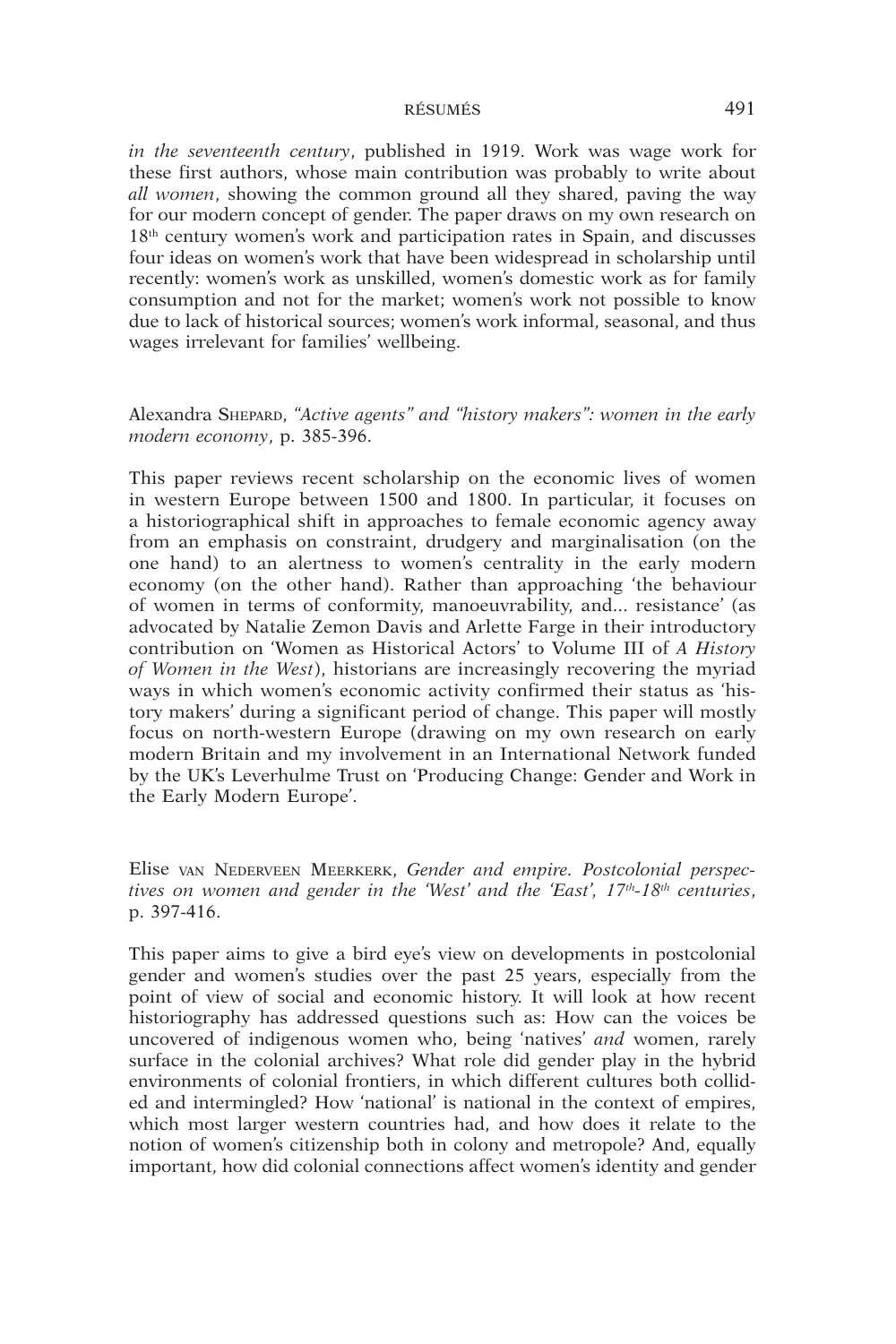*in the seventeenth century*, published in 1919. Work was wage work for these first authors, whose main contribution was probably to write about *all women*, showing the common ground all they shared, paving the way for our modern concept of gender. The paper draws on my own research on 18th century women's work and participation rates in Spain, and discusses four ideas on women's work that have been widespread in scholarship until recently: women's work as unskilled, women's domestic work as for family consumption and not for the market; women's work not possible to know due to lack of historical sources; women's work informal, seasonal, and thus wages irrelevant for families' wellbeing.

Alexandra Shepard, *"Active agents" and "history makers": women in the early modern economy*, p. 385-396.

This paper reviews recent scholarship on the economic lives of women in western Europe between 1500 and 1800. In particular, it focuses on a historiographical shift in approaches to female economic agency away from an emphasis on constraint, drudgery and marginalisation (on the one hand) to an alertness to women's centrality in the early modern economy (on the other hand). Rather than approaching 'the behaviour of women in terms of conformity, manoeuvrability, and... resistance' (as advocated by Natalie Zemon Davis and Arlette Farge in their introductory contribution on 'Women as Historical Actors' to Volume III of *A History of Women in the West*), historians are increasingly recovering the myriad ways in which women's economic activity confirmed their status as 'history makers' during a significant period of change. This paper will mostly focus on north-western Europe (drawing on my own research on early modern Britain and my involvement in an International Network funded by the UK's Leverhulme Trust on 'Producing Change: Gender and Work in the Early Modern Europe'.

Elise van Nederveen Meerkerk, *Gender and empire. Postcolonial perspectives on women and gender in the 'West' and the 'East', 17th-18th centuries*, p. 397-416.

This paper aims to give a bird eye's view on developments in postcolonial gender and women's studies over the past 25 years, especially from the point of view of social and economic history. It will look at how recent historiography has addressed questions such as: How can the voices be uncovered of indigenous women who, being 'natives' *and* women, rarely surface in the colonial archives? What role did gender play in the hybrid environments of colonial frontiers, in which different cultures both collided and intermingled? How 'national' is national in the context of empires, which most larger western countries had, and how does it relate to the notion of women's citizenship both in colony and metropole? And, equally important, how did colonial connections affect women's identity and gender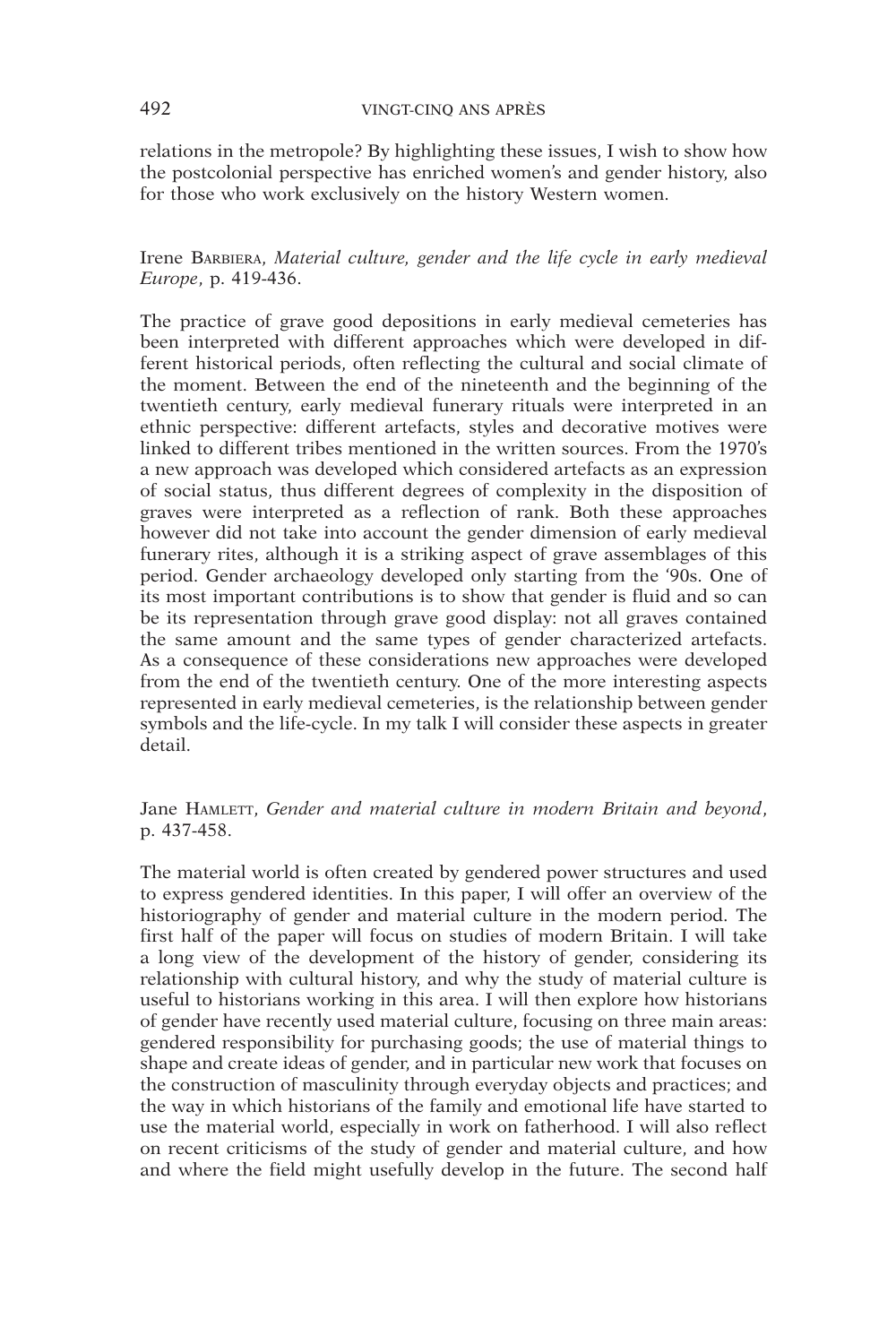relations in the metropole? By highlighting these issues, I wish to show how the postcolonial perspective has enriched women's and gender history, also for those who work exclusively on the history Western women.

Irene Barbiera, *Material culture, gender and the life cycle in early medieval Europe*, p. 419-436.

The practice of grave good depositions in early medieval cemeteries has been interpreted with different approaches which were developed in different historical periods, often reflecting the cultural and social climate of the moment. Between the end of the nineteenth and the beginning of the twentieth century, early medieval funerary rituals were interpreted in an ethnic perspective: different artefacts, styles and decorative motives were linked to different tribes mentioned in the written sources. From the 1970's a new approach was developed which considered artefacts as an expression of social status, thus different degrees of complexity in the disposition of graves were interpreted as a reflection of rank. Both these approaches however did not take into account the gender dimension of early medieval funerary rites, although it is a striking aspect of grave assemblages of this period. Gender archaeology developed only starting from the '90s. One of its most important contributions is to show that gender is fluid and so can be its representation through grave good display: not all graves contained the same amount and the same types of gender characterized artefacts. As a consequence of these considerations new approaches were developed from the end of the twentieth century. One of the more interesting aspects represented in early medieval cemeteries, is the relationship between gender symbols and the life-cycle. In my talk I will consider these aspects in greater detail.

Jane Hamlett, *Gender and material culture in modern Britain and beyond*, p. 437-458.

The material world is often created by gendered power structures and used to express gendered identities. In this paper, I will offer an overview of the historiography of gender and material culture in the modern period. The first half of the paper will focus on studies of modern Britain. I will take a long view of the development of the history of gender, considering its relationship with cultural history, and why the study of material culture is useful to historians working in this area. I will then explore how historians of gender have recently used material culture, focusing on three main areas: gendered responsibility for purchasing goods; the use of material things to shape and create ideas of gender, and in particular new work that focuses on the construction of masculinity through everyday objects and practices; and the way in which historians of the family and emotional life have started to use the material world, especially in work on fatherhood. I will also reflect on recent criticisms of the study of gender and material culture, and how and where the field might usefully develop in the future. The second half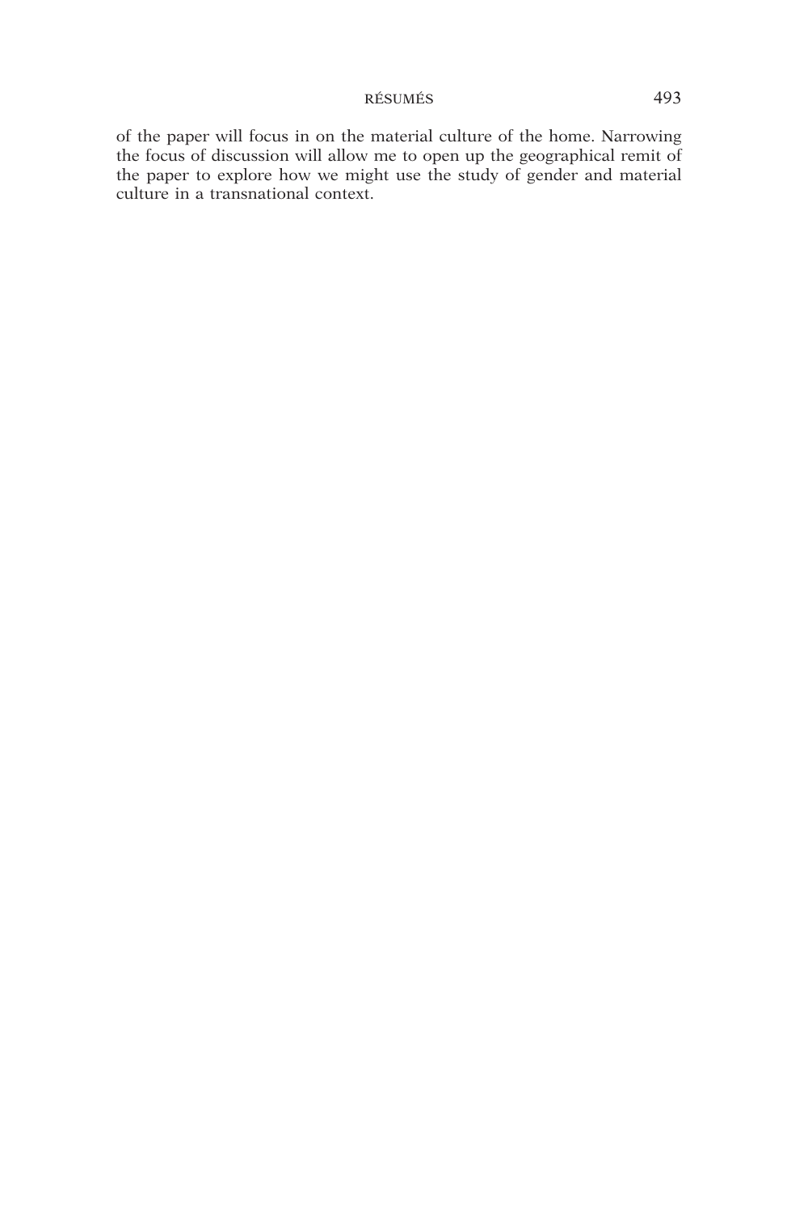of the paper will focus in on the material culture of the home. Narrowing the focus of discussion will allow me to open up the geographical remit of the paper to explore how we might use the study of gender and material culture in a transnational context.